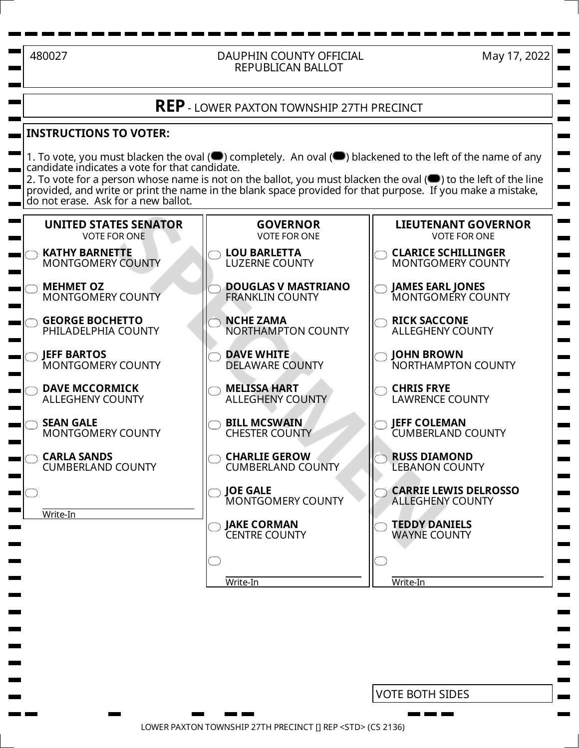480027

DAUPHIN COUNTY OFFICIAL
REPUBLICAN BALLOT

May 17, 2022

# REP - LOWER PAXTON TOWNSHIP 27TH PRECINCT

**INSTRUCTIONS TO VOTER:**

1. To vote, you must blacken the oval (⬬) completely. An oval (⬬) blackened to the left of the name of any candidate indicates a vote for that candidate.
2. To vote for a person whose name is not on the ballot, you must blacken the oval (⬬) to the left of the line provided, and write or print the name in the blank space provided for that purpose. If you make a mistake, do not erase. Ask for a new ballot.

## UNITED STATES SENATOR
VOTE FOR ONE

- **KATHY BARNETTE** MONTGOMERY COUNTY
- **MEHMET OZ** MONTGOMERY COUNTY
- **GEORGE BOCHETTO** PHILADELPHIA COUNTY
- **JEFF BARTOS** MONTGOMERY COUNTY
- **DAVE MCCORMICK** ALLEGHENY COUNTY
- **SEAN GALE** MONTGOMERY COUNTY
- **CARLA SANDS** CUMBERLAND COUNTY
- Write-In

## GOVERNOR
VOTE FOR ONE

- **LOU BARLETTA** LUZERNE COUNTY
- **DOUGLAS V MASTRIANO** FRANKLIN COUNTY
- **NCHE ZAMA** NORTHAMPTON COUNTY
- **DAVE WHITE** DELAWARE COUNTY
- **MELISSA HART** ALLEGHENY COUNTY
- **BILL MCSWAIN** CHESTER COUNTY
- **CHARLIE GEROW** CUMBERLAND COUNTY
- **JOE GALE** MONTGOMERY COUNTY
- **JAKE CORMAN** CENTRE COUNTY
- Write-In

## LIEUTENANT GOVERNOR
VOTE FOR ONE

- **CLARICE SCHILLINGER** MONTGOMERY COUNTY
- **JAMES EARL JONES** MONTGOMERY COUNTY
- **RICK SACCONE** ALLEGHENY COUNTY
- **JOHN BROWN** NORTHAMPTON COUNTY
- **CHRIS FRYE** LAWRENCE COUNTY
- **JEFF COLEMAN** CUMBERLAND COUNTY
- **RUSS DIAMOND** LEBANON COUNTY
- **CARRIE LEWIS DELROSSO** ALLEGHENY COUNTY
- **TEDDY DANIELS** WAYNE COUNTY
- Write-In

VOTE BOTH SIDES

LOWER PAXTON TOWNSHIP 27TH PRECINCT [] REP <STD> (CS 2136)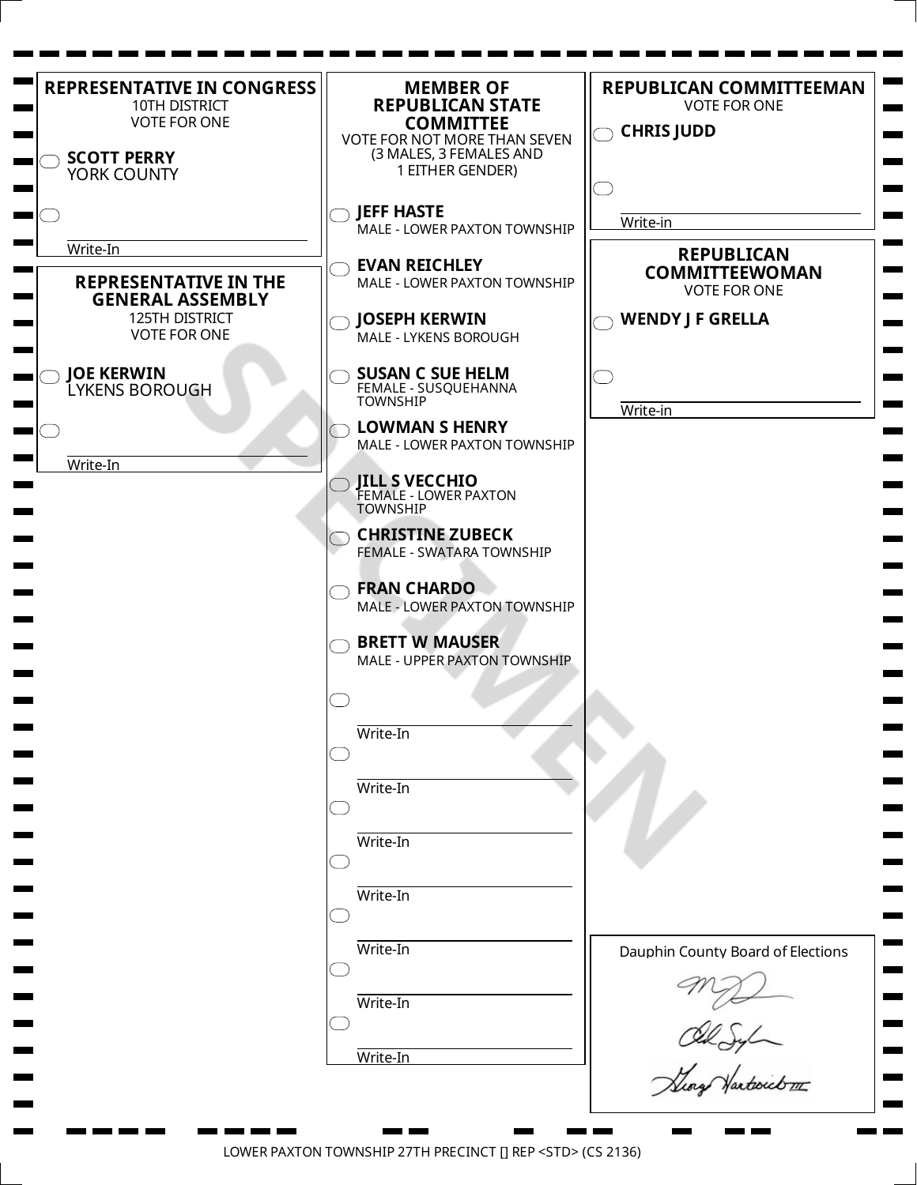## REPRESENTATIVE IN CONGRESS
10TH DISTRICT
VOTE FOR ONE

- **SCOTT PERRY**
  YORK COUNTY
- Write-In

## REPRESENTATIVE IN THE GENERAL ASSEMBLY
125TH DISTRICT
VOTE FOR ONE

- **JOE KERWIN**
  LYKENS BOROUGH
- Write-In

## MEMBER OF REPUBLICAN STATE COMMITTEE
VOTE FOR NOT MORE THAN SEVEN
(3 MALES, 3 FEMALES AND
1 EITHER GENDER)

- **JEFF HASTE**
  MALE - LOWER PAXTON TOWNSHIP
- **EVAN REICHLEY**
  MALE - LOWER PAXTON TOWNSHIP
- **JOSEPH KERWIN**
  MALE - LYKENS BOROUGH
- **SUSAN C SUE HELM**
  FEMALE - SUSQUEHANNA TOWNSHIP
- **LOWMAN S HENRY**
  MALE - LOWER PAXTON TOWNSHIP
- **JILL S VECCHIO**
  FEMALE - LOWER PAXTON TOWNSHIP
- **CHRISTINE ZUBECK**
  FEMALE - SWATARA TOWNSHIP
- **FRAN CHARDO**
  MALE - LOWER PAXTON TOWNSHIP
- **BRETT W MAUSER**
  MALE - UPPER PAXTON TOWNSHIP
- Write-In
- Write-In
- Write-In
- Write-In
- Write-In
- Write-In
- Write-In

## REPUBLICAN COMMITTEEMAN
VOTE FOR ONE

- **CHRIS JUDD**
- Write-in

## REPUBLICAN COMMITTEEWOMAN
VOTE FOR ONE

- **WENDY J F GRELLA**
- Write-in

Dauphin County Board of Elections

SPECIMEN

LOWER PAXTON TOWNSHIP 27TH PRECINCT [] REP <STD> (CS 2136)